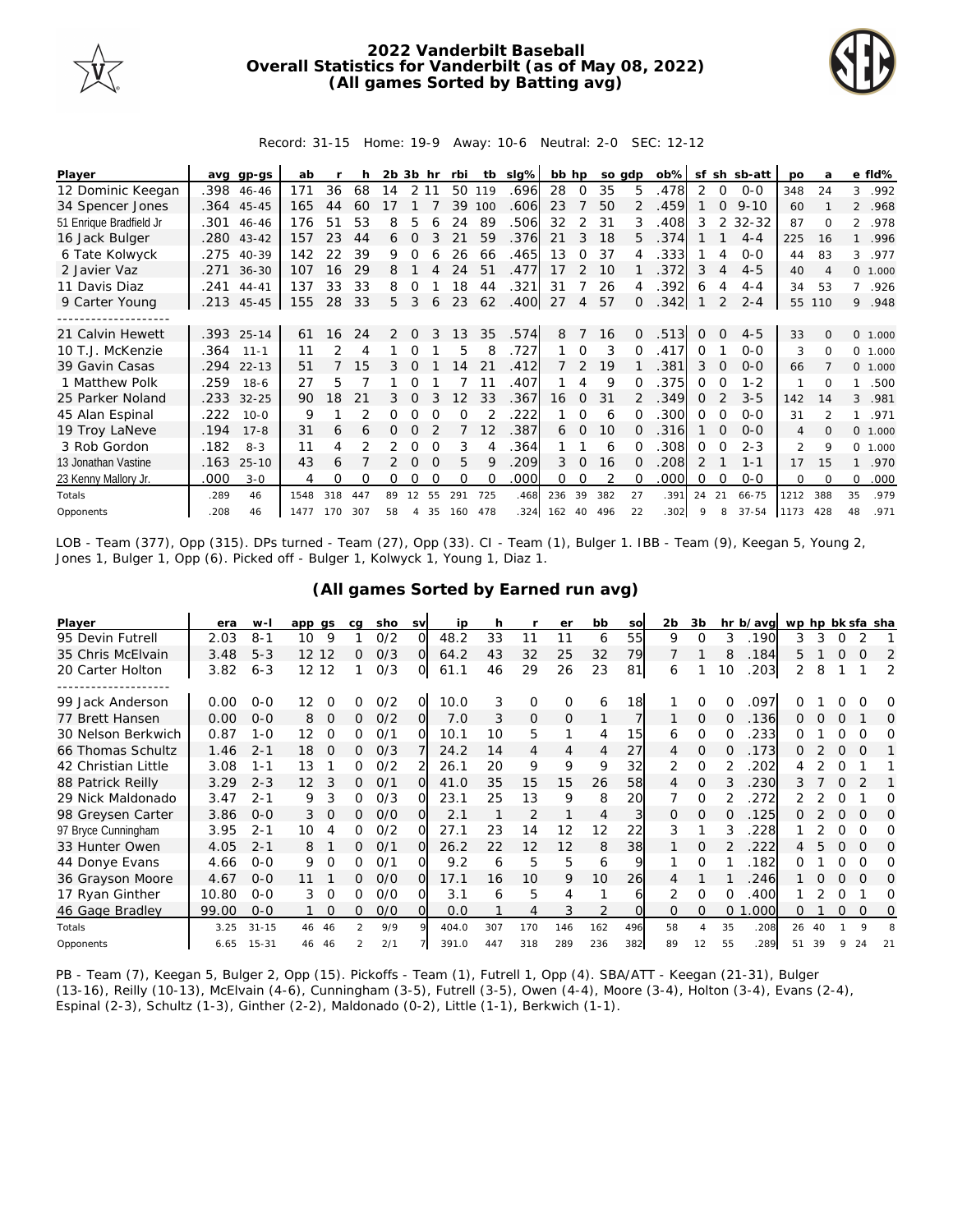# 2022 Vanderbilt Baseball
## Overall Statistics for Vanderbilt (as of May 08, 2022)
## (All games Sorted by Batting avg)

Record: 31-15 Home: 19-9 Away: 10-6 Neutral: 2-0 SEC: 12-12

| Player | avg | gp-gs | ab | r | h | 2b | 3b | hr | rbi | tb | slg% | bb | hp | so | gdp | ob% | sf | sh | sb-att | po | a | e | fld% |
|---|---|---|---|---|---|---|---|---|---|---|---|---|---|---|---|---|---|---|---|---|---|---|---|
| 12 Dominic Keegan | .398 | 46-46 | 171 | 36 | 68 | 14 | 2 | 11 | 50 | 119 | .696 | 28 | 0 | 35 | 5 | .478 | 2 | 0 | 0-0 | 348 | 24 | 3 | .992 |
| 34 Spencer Jones | .364 | 45-45 | 165 | 44 | 60 | 17 | 1 | 7 | 39 | 100 | .606 | 23 | 7 | 50 | 2 | .459 | 1 | 0 | 9-10 | 60 | 1 | 2 | .968 |
| 51 Enrique Bradfield Jr | .301 | 46-46 | 176 | 51 | 53 | 8 | 5 | 6 | 24 | 89 | .506 | 32 | 2 | 31 | 3 | .408 | 3 | 2 | 32-32 | 87 | 0 | 2 | .978 |
| 16 Jack Bulger | .280 | 43-42 | 157 | 23 | 44 | 6 | 0 | 3 | 21 | 59 | .376 | 21 | 3 | 18 | 5 | .374 | 1 | 1 | 4-4 | 225 | 16 | 1 | .996 |
| 6 Tate Kolwyck | .275 | 40-39 | 142 | 22 | 39 | 9 | 0 | 6 | 26 | 66 | .465 | 13 | 0 | 37 | 4 | .333 | 1 | 4 | 0-0 | 44 | 83 | 3 | .977 |
| 2 Javier Vaz | .271 | 36-30 | 107 | 16 | 29 | 8 | 1 | 4 | 24 | 51 | .477 | 17 | 2 | 10 | 1 | .372 | 3 | 4 | 4-5 | 40 | 4 | 0 | 1.000 |
| 11 Davis Diaz | .241 | 44-41 | 137 | 33 | 33 | 8 | 0 | 1 | 18 | 44 | .321 | 31 | 7 | 26 | 4 | .392 | 6 | 4 | 4-4 | 34 | 53 | 7 | .926 |
| 9 Carter Young | .213 | 45-45 | 155 | 28 | 33 | 5 | 3 | 6 | 23 | 62 | .400 | 27 | 4 | 57 | 0 | .342 | 1 | 2 | 2-4 | 55 | 110 | 9 | .948 |
| 21 Calvin Hewett | .393 | 25-14 | 61 | 16 | 24 | 2 | 0 | 3 | 13 | 35 | .574 | 8 | 7 | 16 | 0 | .513 | 0 | 0 | 4-5 | 33 | 0 | 0 | 1.000 |
| 10 T.J. McKenzie | .364 | 11-1 | 11 | 2 | 4 | 1 | 0 | 1 | 5 | 8 | .727 | 1 | 0 | 3 | 0 | .417 | 0 | 1 | 0-0 | 3 | 0 | 0 | 1.000 |
| 39 Gavin Casas | .294 | 22-13 | 51 | 7 | 15 | 3 | 0 | 1 | 14 | 21 | .412 | 7 | 2 | 19 | 1 | .381 | 3 | 0 | 0-0 | 66 | 7 | 0 | 1.000 |
| 1 Matthew Polk | .259 | 18-6 | 27 | 5 | 7 | 1 | 0 | 1 | 7 | 11 | .407 | 1 | 4 | 9 | 0 | .375 | 0 | 0 | 1-2 | 1 | 0 | 1 | .500 |
| 25 Parker Noland | .233 | 32-25 | 90 | 18 | 21 | 3 | 0 | 3 | 12 | 33 | .367 | 16 | 0 | 31 | 2 | .349 | 0 | 2 | 3-5 | 142 | 14 | 3 | .981 |
| 45 Alan Espinal | .222 | 10-0 | 9 | 1 | 2 | 0 | 0 | 0 | 0 | 2 | .222 | 1 | 0 | 6 | 0 | .300 | 0 | 0 | 0-0 | 31 | 2 | 1 | .971 |
| 19 Troy LaNeve | .194 | 17-8 | 31 | 6 | 6 | 0 | 0 | 2 | 7 | 12 | .387 | 6 | 0 | 10 | 0 | .316 | 1 | 0 | 0-0 | 4 | 0 | 0 | 1.000 |
| 3 Rob Gordon | .182 | 8-3 | 11 | 4 | 2 | 2 | 0 | 0 | 3 | 4 | .364 | 1 | 1 | 6 | 0 | .308 | 0 | 0 | 2-3 | 2 | 9 | 0 | 1.000 |
| 13 Jonathan Vastine | .163 | 25-10 | 43 | 6 | 7 | 2 | 0 | 0 | 5 | 9 | .209 | 3 | 0 | 16 | 0 | .208 | 2 | 1 | 1-1 | 17 | 15 | 1 | .970 |
| 23 Kenny Mallory Jr. | .000 | 3-0 | 4 | 0 | 0 | 0 | 0 | 0 | 0 | 0 | .000 | 0 | 0 | 2 | 0 | .000 | 0 | 0 | 0-0 | 0 | 0 | 0 | .000 |
| Totals | .289 | 46 | 1548 | 318 | 447 | 89 | 12 | 55 | 291 | 725 | .468 | 236 | 39 | 382 | 27 | .391 | 24 | 21 | 66-75 | 1212 | 388 | 35 | .979 |
| Opponents | .208 | 46 | 1477 | 170 | 307 | 58 | 4 | 35 | 160 | 478 | .324 | 162 | 40 | 496 | 22 | .302 | 9 | 8 | 37-54 | 1173 | 428 | 48 | .971 |

LOB - Team (377), Opp (315). DPs turned - Team (27), Opp (33). CI - Team (1), Bulger 1. IBB - Team (9), Keegan 5, Young 2, Jones 1, Bulger 1, Opp (6). Picked off - Bulger 1, Kolwyck 1, Young 1, Diaz 1.

## (All games Sorted by Earned run avg)

| Player | era | w-l | app | gs | cg | sho | sv | ip | h | r | er | bb | so | 2b | 3b | hr | b/avg | wp | hp | bk | sfa | sha |
|---|---|---|---|---|---|---|---|---|---|---|---|---|---|---|---|---|---|---|---|---|---|---|
| 95 Devin Futrell | 2.03 | 8-1 | 10 | 9 | 1 | 0/2 | 0 | 48.2 | 33 | 11 | 11 | 6 | 55 | 9 | 0 | 3 | .190 | 3 | 3 | 0 | 2 | 1 |
| 35 Chris McElvain | 3.48 | 5-3 | 12 | 12 | 0 | 0/3 | 0 | 64.2 | 43 | 32 | 25 | 32 | 79 | 7 | 1 | 8 | .184 | 5 | 1 | 0 | 0 | 2 |
| 20 Carter Holton | 3.82 | 6-3 | 12 | 12 | 1 | 0/3 | 0 | 61.1 | 46 | 29 | 26 | 23 | 81 | 6 | 1 | 10 | .203 | 2 | 8 | 1 | 1 | 2 |
| 99 Jack Anderson | 0.00 | 0-0 | 12 | 0 | 0 | 0/2 | 0 | 10.0 | 3 | 0 | 0 | 6 | 18 | 1 | 0 | 0 | .097 | 0 | 1 | 0 | 0 | 0 |
| 77 Brett Hansen | 0.00 | 0-0 | 8 | 0 | 0 | 0/2 | 0 | 7.0 | 3 | 0 | 0 | 1 | 7 | 1 | 0 | 0 | .136 | 0 | 0 | 0 | 1 | 0 |
| 30 Nelson Berkwich | 0.87 | 1-0 | 12 | 0 | 0 | 0/1 | 0 | 10.1 | 10 | 5 | 1 | 4 | 15 | 6 | 0 | 0 | .233 | 0 | 1 | 0 | 0 | 0 |
| 66 Thomas Schultz | 1.46 | 2-1 | 18 | 0 | 0 | 0/3 | 7 | 24.2 | 14 | 4 | 4 | 4 | 27 | 4 | 0 | 0 | .173 | 0 | 2 | 0 | 0 | 1 |
| 42 Christian Little | 3.08 | 1-1 | 13 | 1 | 0 | 0/2 | 2 | 26.1 | 20 | 9 | 9 | 9 | 32 | 2 | 0 | 2 | .202 | 4 | 2 | 0 | 1 | 1 |
| 88 Patrick Reilly | 3.29 | 2-3 | 12 | 3 | 0 | 0/1 | 0 | 41.0 | 35 | 15 | 15 | 26 | 58 | 4 | 0 | 3 | .230 | 3 | 7 | 0 | 2 | 1 |
| 29 Nick Maldonado | 3.47 | 2-1 | 9 | 3 | 0 | 0/3 | 0 | 23.1 | 25 | 13 | 9 | 8 | 20 | 7 | 0 | 2 | .272 | 2 | 2 | 0 | 1 | 0 |
| 98 Greysen Carter | 3.86 | 0-0 | 3 | 0 | 0 | 0/0 | 0 | 2.1 | 1 | 2 | 1 | 4 | 3 | 0 | 0 | 0 | .125 | 0 | 2 | 0 | 0 | 0 |
| 97 Bryce Cunningham | 3.95 | 2-1 | 10 | 4 | 0 | 0/2 | 0 | 27.1 | 23 | 14 | 12 | 12 | 22 | 3 | 1 | 3 | .228 | 1 | 2 | 0 | 0 | 0 |
| 33 Hunter Owen | 4.05 | 2-1 | 8 | 1 | 0 | 0/1 | 0 | 26.2 | 22 | 12 | 12 | 8 | 38 | 1 | 0 | 2 | .222 | 4 | 5 | 0 | 0 | 0 |
| 44 Donye Evans | 4.66 | 0-0 | 9 | 0 | 0 | 0/1 | 0 | 9.2 | 6 | 5 | 5 | 6 | 9 | 1 | 0 | 1 | .182 | 0 | 1 | 0 | 0 | 0 |
| 36 Grayson Moore | 4.67 | 0-0 | 11 | 1 | 0 | 0/0 | 0 | 17.1 | 16 | 10 | 9 | 10 | 26 | 4 | 1 | 1 | .246 | 1 | 0 | 0 | 0 | 0 |
| 17 Ryan Ginther | 10.80 | 0-0 | 3 | 0 | 0 | 0/0 | 0 | 3.1 | 6 | 5 | 4 | 1 | 6 | 2 | 0 | 0 | .400 | 1 | 2 | 0 | 1 | 0 |
| 46 Gage Bradley | 99.00 | 0-0 | 1 | 0 | 0 | 0/0 | 0 | 0.0 | 1 | 4 | 3 | 2 | 0 | 0 | 0 | 0 | 1.000 | 0 | 1 | 0 | 0 | 0 |
| Totals | 3.25 | 31-15 | 46 | 46 | 2 | 9/9 | 9 | 404.0 | 307 | 170 | 146 | 162 | 496 | 58 | 4 | 35 | .208 | 26 | 40 | 1 | 9 | 8 |
| Opponents | 6.65 | 15-31 | 46 | 46 | 2 | 2/1 | 7 | 391.0 | 447 | 318 | 289 | 236 | 382 | 89 | 12 | 55 | .289 | 51 | 39 | 9 | 24 | 21 |

PB - Team (7), Keegan 5, Bulger 2, Opp (15). Pickoffs - Team (1), Futrell 1, Opp (4). SBA/ATT - Keegan (21-31), Bulger (13-16), Reilly (10-13), McElvain (4-6), Cunningham (3-5), Futrell (3-5), Owen (4-4), Moore (3-4), Holton (3-4), Evans (2-4), Espinal (2-3), Schultz (1-3), Ginther (2-2), Maldonado (0-2), Little (1-1), Berkwich (1-1).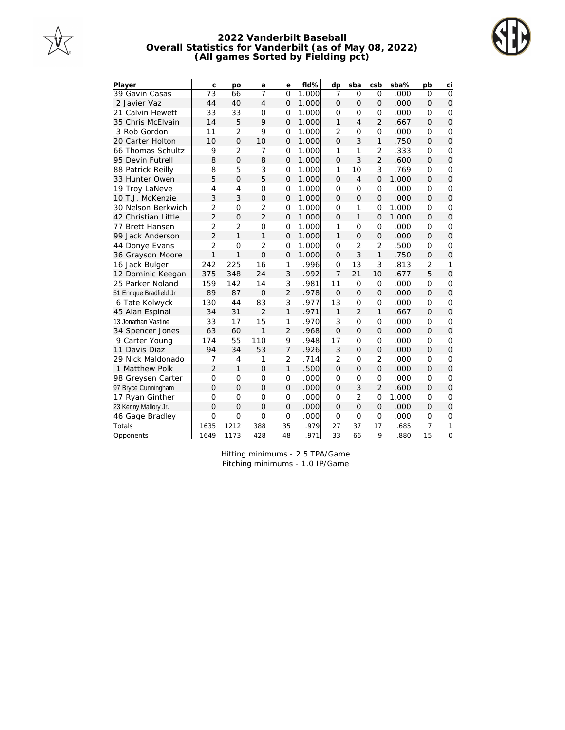# 2022 Vanderbilt Baseball
## Overall Statistics for Vanderbilt (as of May 08, 2022)
### (All games Sorted by Fielding pct)

| Player | c | po | a | e | fld% | dp | sba | csb | sba% | pb | ci |
|---|---|---|---|---|---|---|---|---|---|---|---|
| 39 Gavin Casas | 73 | 66 | 7 | 0 | 1.000 | 7 | 0 | 0 | .000 | 0 | 0 |
| 2 Javier Vaz | 44 | 40 | 4 | 0 | 1.000 | 0 | 0 | 0 | .000 | 0 | 0 |
| 21 Calvin Hewett | 33 | 33 | 0 | 0 | 1.000 | 0 | 0 | 0 | .000 | 0 | 0 |
| 35 Chris McElvain | 14 | 5 | 9 | 0 | 1.000 | 1 | 4 | 2 | .667 | 0 | 0 |
| 3 Rob Gordon | 11 | 2 | 9 | 0 | 1.000 | 2 | 0 | 0 | .000 | 0 | 0 |
| 20 Carter Holton | 10 | 0 | 10 | 0 | 1.000 | 0 | 3 | 1 | .750 | 0 | 0 |
| 66 Thomas Schultz | 9 | 2 | 7 | 0 | 1.000 | 1 | 1 | 2 | .333 | 0 | 0 |
| 95 Devin Futrell | 8 | 0 | 8 | 0 | 1.000 | 0 | 3 | 2 | .600 | 0 | 0 |
| 88 Patrick Reilly | 8 | 5 | 3 | 0 | 1.000 | 1 | 10 | 3 | .769 | 0 | 0 |
| 33 Hunter Owen | 5 | 0 | 5 | 0 | 1.000 | 0 | 4 | 0 | 1.000 | 0 | 0 |
| 19 Troy LaNeve | 4 | 4 | 0 | 0 | 1.000 | 0 | 0 | 0 | .000 | 0 | 0 |
| 10 T.J. McKenzie | 3 | 3 | 0 | 0 | 1.000 | 0 | 0 | 0 | .000 | 0 | 0 |
| 30 Nelson Berkwich | 2 | 0 | 2 | 0 | 1.000 | 0 | 1 | 0 | 1.000 | 0 | 0 |
| 42 Christian Little | 2 | 0 | 2 | 0 | 1.000 | 0 | 1 | 0 | 1.000 | 0 | 0 |
| 77 Brett Hansen | 2 | 2 | 0 | 0 | 1.000 | 1 | 0 | 0 | .000 | 0 | 0 |
| 99 Jack Anderson | 2 | 1 | 1 | 0 | 1.000 | 1 | 0 | 0 | .000 | 0 | 0 |
| 44 Donye Evans | 2 | 0 | 2 | 0 | 1.000 | 0 | 2 | 2 | .500 | 0 | 0 |
| 36 Grayson Moore | 1 | 1 | 0 | 0 | 1.000 | 0 | 3 | 1 | .750 | 0 | 0 |
| 16 Jack Bulger | 242 | 225 | 16 | 1 | .996 | 0 | 13 | 3 | .813 | 2 | 1 |
| 12 Dominic Keegan | 375 | 348 | 24 | 3 | .992 | 7 | 21 | 10 | .677 | 5 | 0 |
| 25 Parker Noland | 159 | 142 | 14 | 3 | .981 | 11 | 0 | 0 | .000 | 0 | 0 |
| 51 Enrique Bradfield Jr | 89 | 87 | 0 | 2 | .978 | 0 | 0 | 0 | .000 | 0 | 0 |
| 6 Tate Kolwyck | 130 | 44 | 83 | 3 | .977 | 13 | 0 | 0 | .000 | 0 | 0 |
| 45 Alan Espinal | 34 | 31 | 2 | 1 | .971 | 1 | 2 | 1 | .667 | 0 | 0 |
| 13 Jonathan Vastine | 33 | 17 | 15 | 1 | .970 | 3 | 0 | 0 | .000 | 0 | 0 |
| 34 Spencer Jones | 63 | 60 | 1 | 2 | .968 | 0 | 0 | 0 | .000 | 0 | 0 |
| 9 Carter Young | 174 | 55 | 110 | 9 | .948 | 17 | 0 | 0 | .000 | 0 | 0 |
| 11 Davis Diaz | 94 | 34 | 53 | 7 | .926 | 3 | 0 | 0 | .000 | 0 | 0 |
| 29 Nick Maldonado | 7 | 4 | 1 | 2 | .714 | 2 | 0 | 2 | .000 | 0 | 0 |
| 1 Matthew Polk | 2 | 1 | 0 | 1 | .500 | 0 | 0 | 0 | .000 | 0 | 0 |
| 98 Greysen Carter | 0 | 0 | 0 | 0 | .000 | 0 | 0 | 0 | .000 | 0 | 0 |
| 97 Bryce Cunningham | 0 | 0 | 0 | 0 | .000 | 0 | 3 | 2 | .600 | 0 | 0 |
| 17 Ryan Ginther | 0 | 0 | 0 | 0 | .000 | 0 | 2 | 0 | 1.000 | 0 | 0 |
| 23 Kenny Mallory Jr. | 0 | 0 | 0 | 0 | .000 | 0 | 0 | 0 | .000 | 0 | 0 |
| 46 Gage Bradley | 0 | 0 | 0 | 0 | .000 | 0 | 0 | 0 | .000 | 0 | 0 |
| Totals | 1635 | 1212 | 388 | 35 | .979 | 27 | 37 | 17 | .685 | 7 | 1 |
| Opponents | 1649 | 1173 | 428 | 48 | .971 | 33 | 66 | 9 | .880 | 15 | 0 |

Hitting minimums - 2.5 TPA/Game
Pitching minimums - 1.0 IP/Game